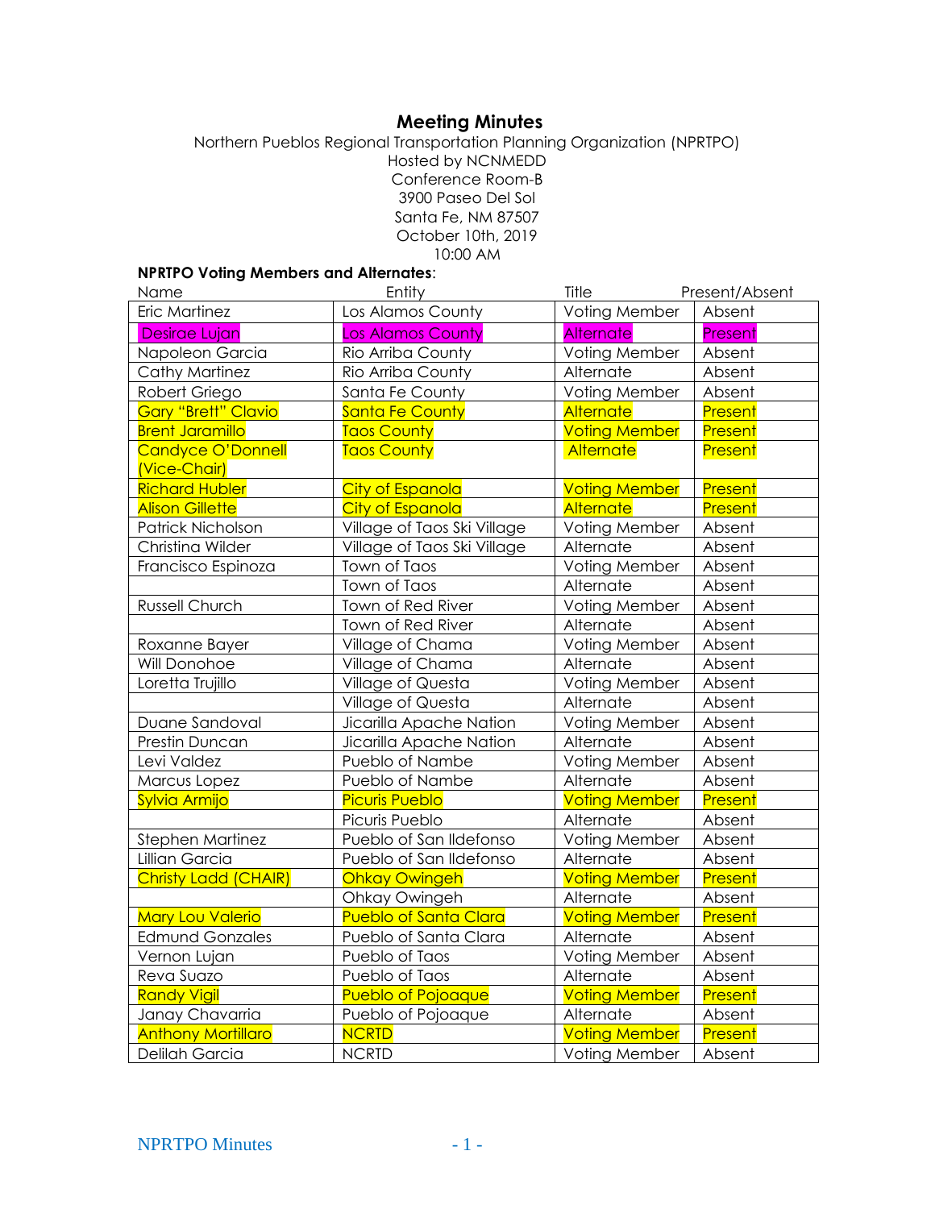# Meeting Minutes

Northern Pueblos Regional Transportation Planning Organization (NPRTPO)
Hosted by NCNMEDD
Conference Room-B
3900 Paseo Del Sol
Santa Fe, NM 87507
October 10th, 2019
10:00 AM

**NPRTPO Voting Members and Alternates**:

| Name | Entity | Title | Present/Absent |
|---|---|---|---|
| Eric Martinez | Los Alamos County | Voting Member | Absent |
| Desirae Lujan | Los Alamos County | Alternate | Present |
| Napoleon Garcia | Rio Arriba County | Voting Member | Absent |
| Cathy Martinez | Rio Arriba County | Alternate | Absent |
| Robert Griego | Santa Fe County | Voting Member | Absent |
| Gary "Brett" Clavio | Santa Fe County | Alternate | Present |
| Brent Jaramillo | Taos County | Voting Member | Present |
| Candyce O'Donnell (Vice-Chair) | Taos County | Alternate | Present |
| Richard Hubler | City of Espanola | Voting Member | Present |
| Alison Gillette | City of Espanola | Alternate | Present |
| Patrick Nicholson | Village of Taos Ski Village | Voting Member | Absent |
| Christina Wilder | Village of Taos Ski Village | Alternate | Absent |
| Francisco Espinoza | Town of Taos | Voting Member | Absent |
| | Town of Taos | Alternate | Absent |
| Russell Church | Town of Red River | Voting Member | Absent |
| | Town of Red River | Alternate | Absent |
| Roxanne Bayer | Village of Chama | Voting Member | Absent |
| Will Donohoe | Village of Chama | Alternate | Absent |
| Loretta Trujillo | Village of Questa | Voting Member | Absent |
| | Village of Questa | Alternate | Absent |
| Duane Sandoval | Jicarilla Apache Nation | Voting Member | Absent |
| Prestin Duncan | Jicarilla Apache Nation | Alternate | Absent |
| Levi Valdez | Pueblo of Nambe | Voting Member | Absent |
| Marcus Lopez | Pueblo of Nambe | Alternate | Absent |
| Sylvia Armijo | Picuris Pueblo | Voting Member | Present |
| | Picuris Pueblo | Alternate | Absent |
| Stephen Martinez | Pueblo of San Ildefonso | Voting Member | Absent |
| Lillian Garcia | Pueblo of San Ildefonso | Alternate | Absent |
| Christy Ladd (CHAIR) | Ohkay Owingeh | Voting Member | Present |
| | Ohkay Owingeh | Alternate | Absent |
| Mary Lou Valerio | Pueblo of Santa Clara | Voting Member | Present |
| Edmund Gonzales | Pueblo of Santa Clara | Alternate | Absent |
| Vernon Lujan | Pueblo of Taos | Voting Member | Absent |
| Reva Suazo | Pueblo of Taos | Alternate | Absent |
| Randy Vigil | Pueblo of Pojoaque | Voting Member | Present |
| Janay Chavarria | Pueblo of Pojoaque | Alternate | Absent |
| Anthony Mortillaro | NCRTD | Voting Member | Present |
| Delilah Garcia | NCRTD | Voting Member | Absent |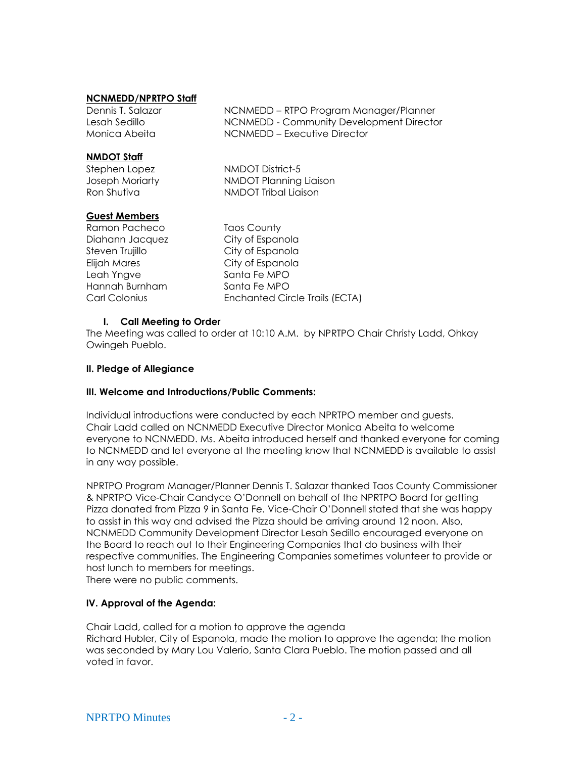**NCNMEDD/NPRTPO Staff**

| | |
|---|---|
| Dennis T. Salazar | NCNMEDD – RTPO Program Manager/Planner |
| Lesah Sedillo | NCNMEDD - Community Development Director |
| Monica Abeita | NCNMEDD – Executive Director |

**NMDOT Staff**

| | |
|---|---|
| Stephen Lopez | NMDOT District-5 |
| Joseph Moriarty | NMDOT Planning Liaison |
| Ron Shutiva | NMDOT Tribal Liaison |

**Guest Members**

| | |
|---|---|
| Ramon Pacheco | Taos County |
| Diahann Jacquez | City of Espanola |
| Steven Trujillo | City of Espanola |
| Elijah Mares | City of Espanola |
| Leah Yngve | Santa Fe MPO |
| Hannah Burnham | Santa Fe MPO |
| Carl Colonius | Enchanted Circle Trails (ECTA) |

## I. Call Meeting to Order

The Meeting was called to order at 10:10 A.M. by NPRTPO Chair Christy Ladd, Ohkay Owingeh Pueblo.

## II. Pledge of Allegiance

## III. Welcome and Introductions/Public Comments:

Individual introductions were conducted by each NPRTPO member and guests. Chair Ladd called on NCNMEDD Executive Director Monica Abeita to welcome everyone to NCNMEDD. Ms. Abeita introduced herself and thanked everyone for coming to NCNMEDD and let everyone at the meeting know that NCNMEDD is available to assist in any way possible.

NPRTPO Program Manager/Planner Dennis T. Salazar thanked Taos County Commissioner & NPRTPO Vice-Chair Candyce O'Donnell on behalf of the NPRTPO Board for getting Pizza donated from Pizza 9 in Santa Fe. Vice-Chair O'Donnell stated that she was happy to assist in this way and advised the Pizza should be arriving around 12 noon. Also, NCNMEDD Community Development Director Lesah Sedillo encouraged everyone on the Board to reach out to their Engineering Companies that do business with their respective communities. The Engineering Companies sometimes volunteer to provide or host lunch to members for meetings.
There were no public comments.

## IV. Approval of the Agenda:

Chair Ladd, called for a motion to approve the agenda
Richard Hubler, City of Espanola, made the motion to approve the agenda; the motion was seconded by Mary Lou Valerio, Santa Clara Pueblo. The motion passed and all voted in favor.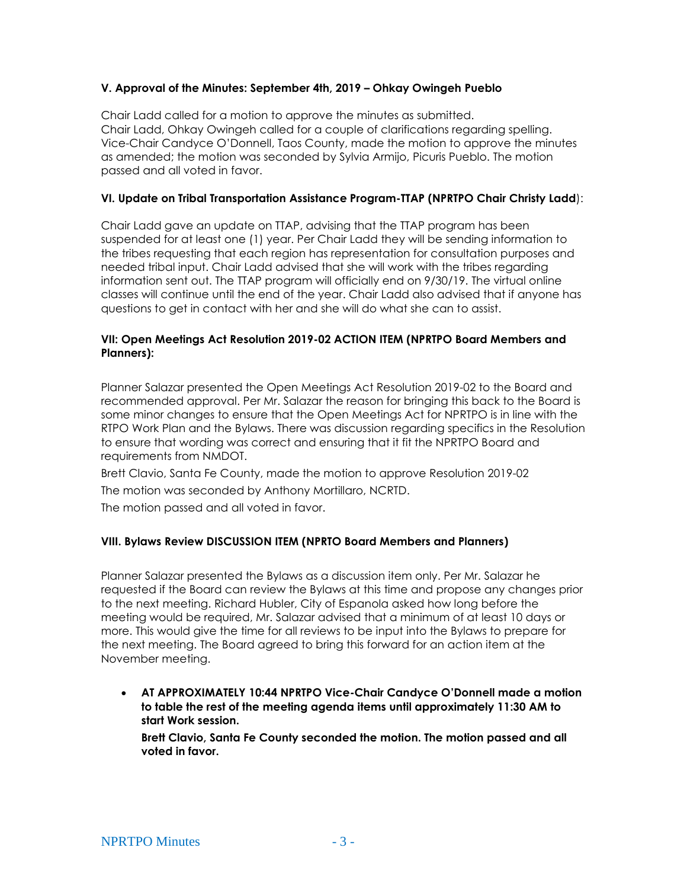**V. Approval of the Minutes: September 4th, 2019 – Ohkay Owingeh Pueblo**

Chair Ladd called for a motion to approve the minutes as submitted.
Chair Ladd, Ohkay Owingeh called for a couple of clarifications regarding spelling.
Vice-Chair Candyce O'Donnell, Taos County, made the motion to approve the minutes as amended; the motion was seconded by Sylvia Armijo, Picuris Pueblo. The motion passed and all voted in favor.

**VI. Update on Tribal Transportation Assistance Program-TTAP (NPRTPO Chair Christy Ladd)**:

Chair Ladd gave an update on TTAP, advising that the TTAP program has been suspended for at least one (1) year. Per Chair Ladd they will be sending information to the tribes requesting that each region has representation for consultation purposes and needed tribal input. Chair Ladd advised that she will work with the tribes regarding information sent out. The TTAP program will officially end on 9/30/19. The virtual online classes will continue until the end of the year. Chair Ladd also advised that if anyone has questions to get in contact with her and she will do what she can to assist.

**VII: Open Meetings Act Resolution 2019-02 ACTION ITEM (NPRTPO Board Members and Planners):**

Planner Salazar presented the Open Meetings Act Resolution 2019-02 to the Board and recommended approval. Per Mr. Salazar the reason for bringing this back to the Board is some minor changes to ensure that the Open Meetings Act for NPRTPO is in line with the RTPO Work Plan and the Bylaws. There was discussion regarding specifics in the Resolution to ensure that wording was correct and ensuring that it fit the NPRTPO Board and requirements from NMDOT.

Brett Clavio, Santa Fe County, made the motion to approve Resolution 2019-02

The motion was seconded by Anthony Mortillaro, NCRTD.

The motion passed and all voted in favor.

**VIII. Bylaws Review DISCUSSION ITEM (NPRTO Board Members and Planners)**

Planner Salazar presented the Bylaws as a discussion item only. Per Mr. Salazar he requested if the Board can review the Bylaws at this time and propose any changes prior to the next meeting. Richard Hubler, City of Espanola asked how long before the meeting would be required, Mr. Salazar advised that a minimum of at least 10 days or more. This would give the time for all reviews to be input into the Bylaws to prepare for the next meeting. The Board agreed to bring this forward for an action item at the November meeting.

- **AT APPROXIMATELY 10:44 NPRTPO Vice-Chair Candyce O'Donnell made a motion to table the rest of the meeting agenda items until approximately 11:30 AM to start Work session.**

  **Brett Clavio, Santa Fe County seconded the motion. The motion passed and all voted in favor.**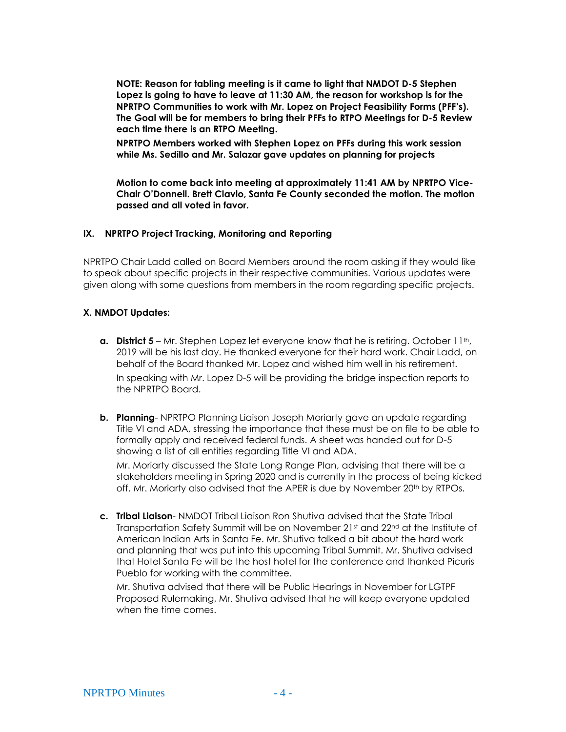**NOTE: Reason for tabling meeting is it came to light that NMDOT D-5 Stephen Lopez is going to have to leave at 11:30 AM, the reason for workshop is for the NPRTPO Communities to work with Mr. Lopez on Project Feasibility Forms (PFF's). The Goal will be for members to bring their PFFs to RTPO Meetings for D-5 Review each time there is an RTPO Meeting.**

**NPRTPO Members worked with Stephen Lopez on PFFs during this work session while Ms. Sedillo and Mr. Salazar gave updates on planning for projects**

**Motion to come back into meeting at approximately 11:41 AM by NPRTPO Vice-Chair O'Donnell. Brett Clavio, Santa Fe County seconded the motion. The motion passed and all voted in favor.**

### IX. NPRTPO Project Tracking, Monitoring and Reporting

NPRTPO Chair Ladd called on Board Members around the room asking if they would like to speak about specific projects in their respective communities. Various updates were given along with some questions from members in the room regarding specific projects.

### X. NMDOT Updates:

**a. District 5** – Mr. Stephen Lopez let everyone know that he is retiring. October 11th, 2019 will be his last day. He thanked everyone for their hard work. Chair Ladd, on behalf of the Board thanked Mr. Lopez and wished him well in his retirement.

In speaking with Mr. Lopez D-5 will be providing the bridge inspection reports to the NPRTPO Board.

**b. Planning**- NPRTPO Planning Liaison Joseph Moriarty gave an update regarding Title VI and ADA, stressing the importance that these must be on file to be able to formally apply and received federal funds. A sheet was handed out for D-5 showing a list of all entities regarding Title VI and ADA.

Mr. Moriarty discussed the State Long Range Plan, advising that there will be a stakeholders meeting in Spring 2020 and is currently in the process of being kicked off. Mr. Moriarty also advised that the APER is due by November 20th by RTPOs.

**c. Tribal Liaison**- NMDOT Tribal Liaison Ron Shutiva advised that the State Tribal Transportation Safety Summit will be on November 21st and 22nd at the Institute of American Indian Arts in Santa Fe. Mr. Shutiva talked a bit about the hard work and planning that was put into this upcoming Tribal Summit. Mr. Shutiva advised that Hotel Santa Fe will be the host hotel for the conference and thanked Picuris Pueblo for working with the committee.

Mr. Shutiva advised that there will be Public Hearings in November for LGTPF Proposed Rulemaking, Mr. Shutiva advised that he will keep everyone updated when the time comes.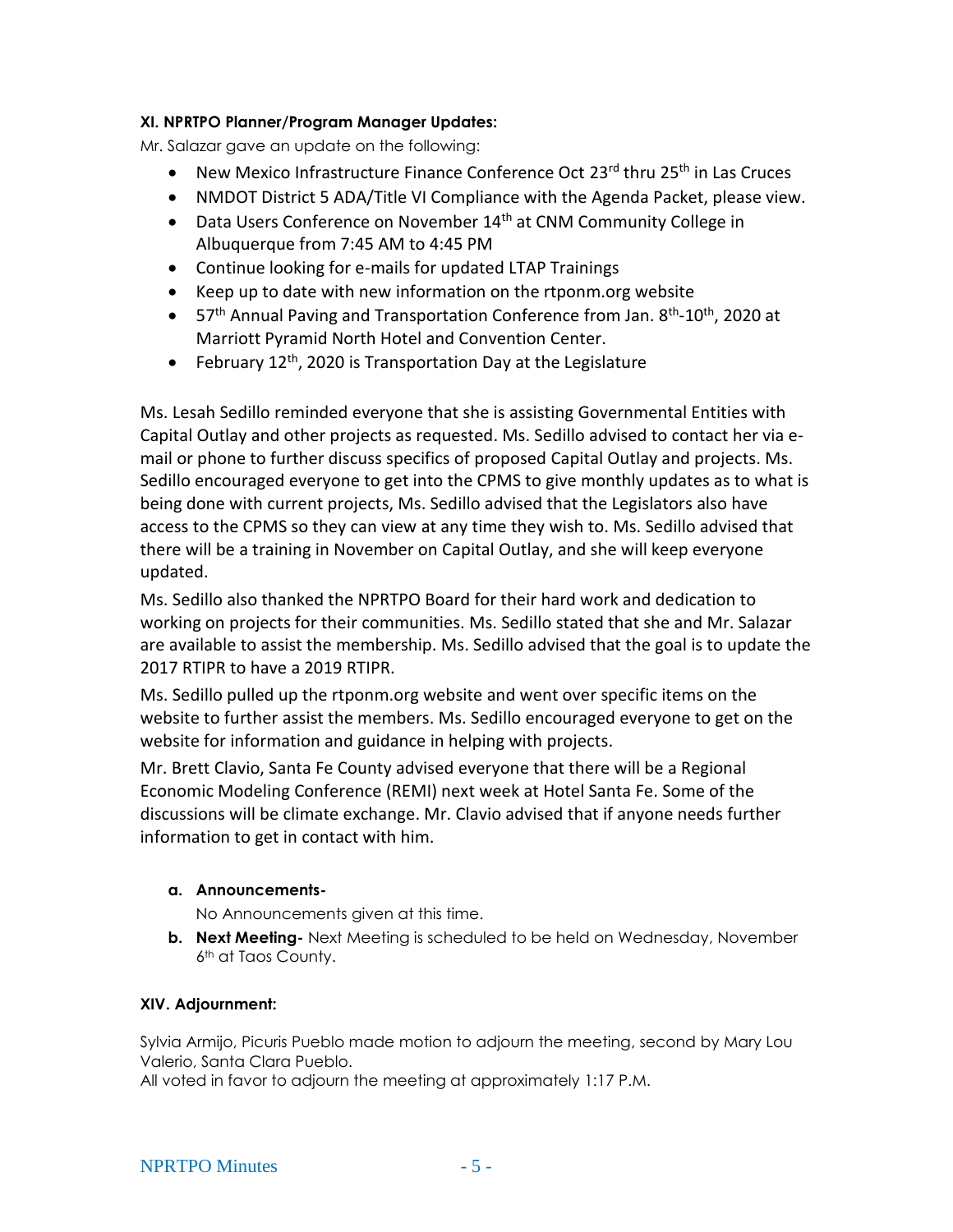**XI. NPRTPO Planner/Program Manager Updates:**

Mr. Salazar gave an update on the following:

- New Mexico Infrastructure Finance Conference Oct 23rd thru 25th in Las Cruces
- NMDOT District 5 ADA/Title VI Compliance with the Agenda Packet, please view.
- Data Users Conference on November 14th at CNM Community College in Albuquerque from 7:45 AM to 4:45 PM
- Continue looking for e-mails for updated LTAP Trainings
- Keep up to date with new information on the rtponm.org website
- 57th Annual Paving and Transportation Conference from Jan. 8th-10th, 2020 at Marriott Pyramid North Hotel and Convention Center.
- February 12th, 2020 is Transportation Day at the Legislature

Ms. Lesah Sedillo reminded everyone that she is assisting Governmental Entities with Capital Outlay and other projects as requested. Ms. Sedillo advised to contact her via e-mail or phone to further discuss specifics of proposed Capital Outlay and projects. Ms. Sedillo encouraged everyone to get into the CPMS to give monthly updates as to what is being done with current projects, Ms. Sedillo advised that the Legislators also have access to the CPMS so they can view at any time they wish to. Ms. Sedillo advised that there will be a training in November on Capital Outlay, and she will keep everyone updated.

Ms. Sedillo also thanked the NPRTPO Board for their hard work and dedication to working on projects for their communities. Ms. Sedillo stated that she and Mr. Salazar are available to assist the membership. Ms. Sedillo advised that the goal is to update the 2017 RTIPR to have a 2019 RTIPR.

Ms. Sedillo pulled up the rtponm.org website and went over specific items on the website to further assist the members. Ms. Sedillo encouraged everyone to get on the website for information and guidance in helping with projects.

Mr. Brett Clavio, Santa Fe County advised everyone that there will be a Regional Economic Modeling Conference (REMI) next week at Hotel Santa Fe. Some of the discussions will be climate exchange. Mr. Clavio advised that if anyone needs further information to get in contact with him.

**a. Announcements-**

No Announcements given at this time.

**b. Next Meeting-** Next Meeting is scheduled to be held on Wednesday, November 6th at Taos County.

**XIV. Adjournment:**

Sylvia Armijo, Picuris Pueblo made motion to adjourn the meeting, second by Mary Lou Valerio, Santa Clara Pueblo.
All voted in favor to adjourn the meeting at approximately 1:17 P.M.